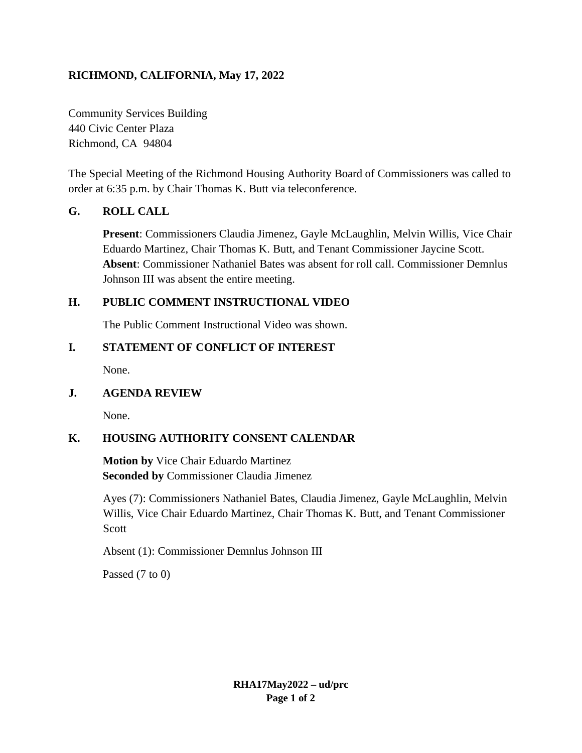**RICHMOND, CALIFORNIA, May 17, 2022**

Community Services Building
440 Civic Center Plaza
Richmond, CA 94804

The Special Meeting of the Richmond Housing Authority Board of Commissioners was called to order at 6:35 p.m. by Chair Thomas K. Butt via teleconference.

## G. ROLL CALL

**Present**: Commissioners Claudia Jimenez, Gayle McLaughlin, Melvin Willis, Vice Chair Eduardo Martinez, Chair Thomas K. Butt, and Tenant Commissioner Jaycine Scott.
**Absent**: Commissioner Nathaniel Bates was absent for roll call. Commissioner Demnlus Johnson III was absent the entire meeting.

## H. PUBLIC COMMENT INSTRUCTIONAL VIDEO

The Public Comment Instructional Video was shown.

## I. STATEMENT OF CONFLICT OF INTEREST

None.

## J. AGENDA REVIEW

None.

## K. HOUSING AUTHORITY CONSENT CALENDAR

**Motion by** Vice Chair Eduardo Martinez
**Seconded by** Commissioner Claudia Jimenez

Ayes (7): Commissioners Nathaniel Bates, Claudia Jimenez, Gayle McLaughlin, Melvin Willis, Vice Chair Eduardo Martinez, Chair Thomas K. Butt, and Tenant Commissioner Scott

Absent (1): Commissioner Demnlus Johnson III

Passed (7 to 0)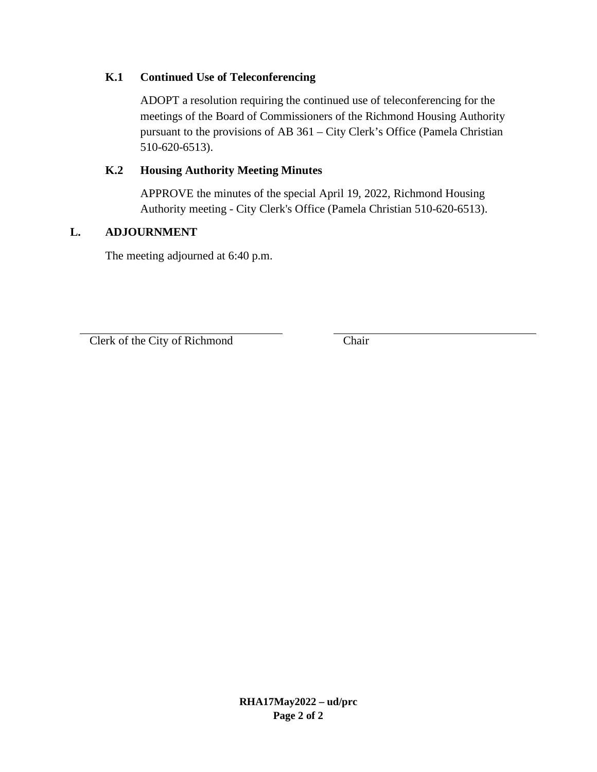**K.1 Continued Use of Teleconferencing**

ADOPT a resolution requiring the continued use of teleconferencing for the meetings of the Board of Commissioners of the Richmond Housing Authority pursuant to the provisions of AB 361 – City Clerk's Office (Pamela Christian 510-620-6513).

**K.2 Housing Authority Meeting Minutes**

APPROVE the minutes of the special April 19, 2022, Richmond Housing Authority meeting - City Clerk's Office (Pamela Christian 510-620-6513).

**L. ADJOURNMENT**

The meeting adjourned at 6:40 p.m.

Clerk of the City of Richmond

Chair

**RHA17May2022 – ud/prc**